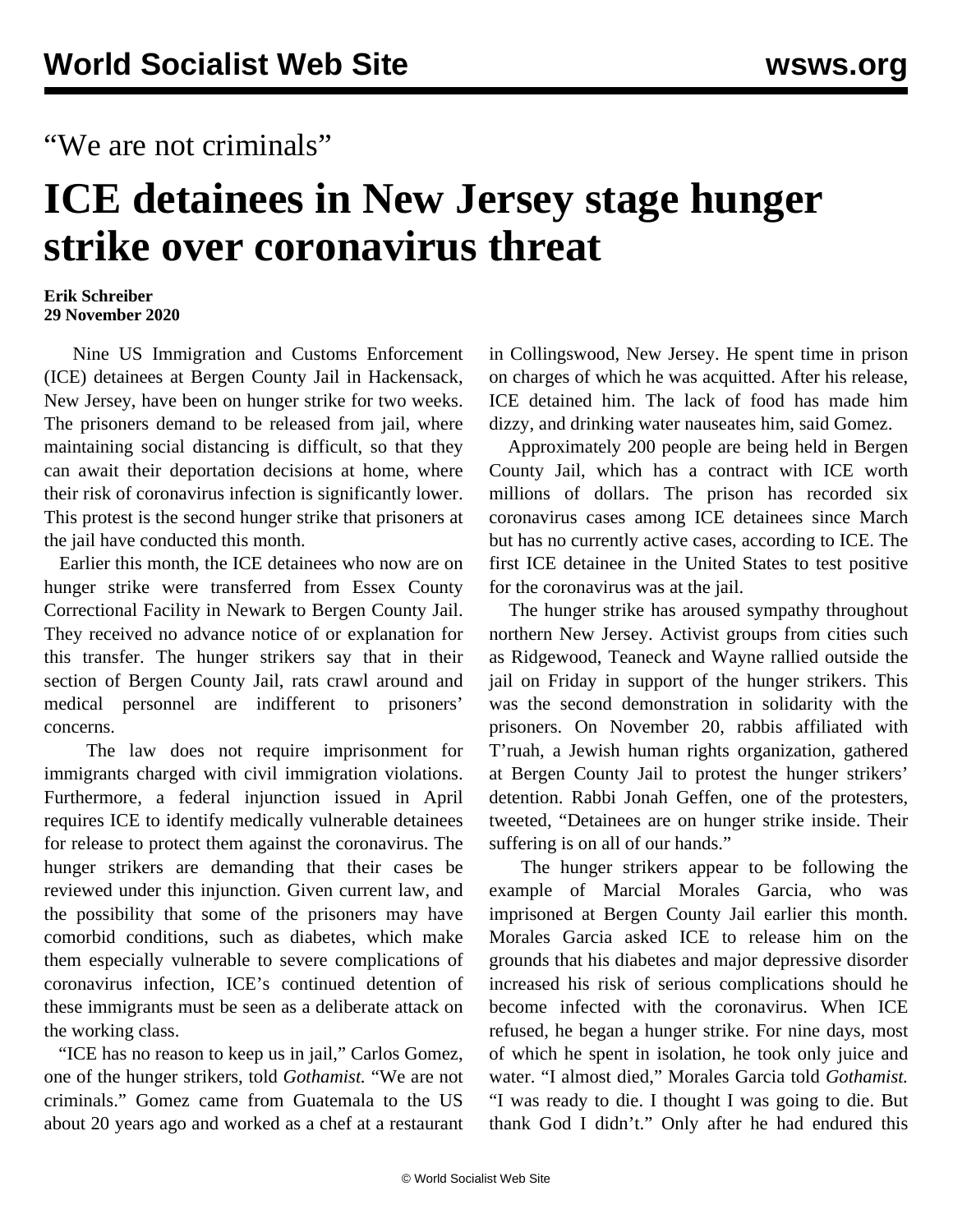“We are not criminals”

# ICE detainees in New Jersey stage hunger strike over coronavirus threat

**Erik Schreiber**
**29 November 2020**

Nine US Immigration and Customs Enforcement (ICE) detainees at Bergen County Jail in Hackensack, New Jersey, have been on hunger strike for two weeks. The prisoners demand to be released from jail, where maintaining social distancing is difficult, so that they can await their deportation decisions at home, where their risk of coronavirus infection is significantly lower. This protest is the second hunger strike that prisoners at the jail have conducted this month.

Earlier this month, the ICE detainees who now are on hunger strike were transferred from Essex County Correctional Facility in Newark to Bergen County Jail. They received no advance notice of or explanation for this transfer. The hunger strikers say that in their section of Bergen County Jail, rats crawl around and medical personnel are indifferent to prisoners' concerns.

The law does not require imprisonment for immigrants charged with civil immigration violations. Furthermore, a federal injunction issued in April requires ICE to identify medically vulnerable detainees for release to protect them against the coronavirus. The hunger strikers are demanding that their cases be reviewed under this injunction. Given current law, and the possibility that some of the prisoners may have comorbid conditions, such as diabetes, which make them especially vulnerable to severe complications of coronavirus infection, ICE's continued detention of these immigrants must be seen as a deliberate attack on the working class.

“ICE has no reason to keep us in jail,” Carlos Gomez, one of the hunger strikers, told *Gothamist.* “We are not criminals.” Gomez came from Guatemala to the US about 20 years ago and worked as a chef at a restaurant in Collingswood, New Jersey. He spent time in prison on charges of which he was acquitted. After his release, ICE detained him. The lack of food has made him dizzy, and drinking water nauseates him, said Gomez.

Approximately 200 people are being held in Bergen County Jail, which has a contract with ICE worth millions of dollars. The prison has recorded six coronavirus cases among ICE detainees since March but has no currently active cases, according to ICE. The first ICE detainee in the United States to test positive for the coronavirus was at the jail.

The hunger strike has aroused sympathy throughout northern New Jersey. Activist groups from cities such as Ridgewood, Teaneck and Wayne rallied outside the jail on Friday in support of the hunger strikers. This was the second demonstration in solidarity with the prisoners. On November 20, rabbis affiliated with T'ruah, a Jewish human rights organization, gathered at Bergen County Jail to protest the hunger strikers' detention. Rabbi Jonah Geffen, one of the protesters, tweeted, “Detainees are on hunger strike inside. Their suffering is on all of our hands.”

The hunger strikers appear to be following the example of Marcial Morales Garcia, who was imprisoned at Bergen County Jail earlier this month. Morales Garcia asked ICE to release him on the grounds that his diabetes and major depressive disorder increased his risk of serious complications should he become infected with the coronavirus. When ICE refused, he began a hunger strike. For nine days, most of which he spent in isolation, he took only juice and water. “I almost died,” Morales Garcia told *Gothamist.* “I was ready to die. I thought I was going to die. But thank God I didn't.” Only after he had endured this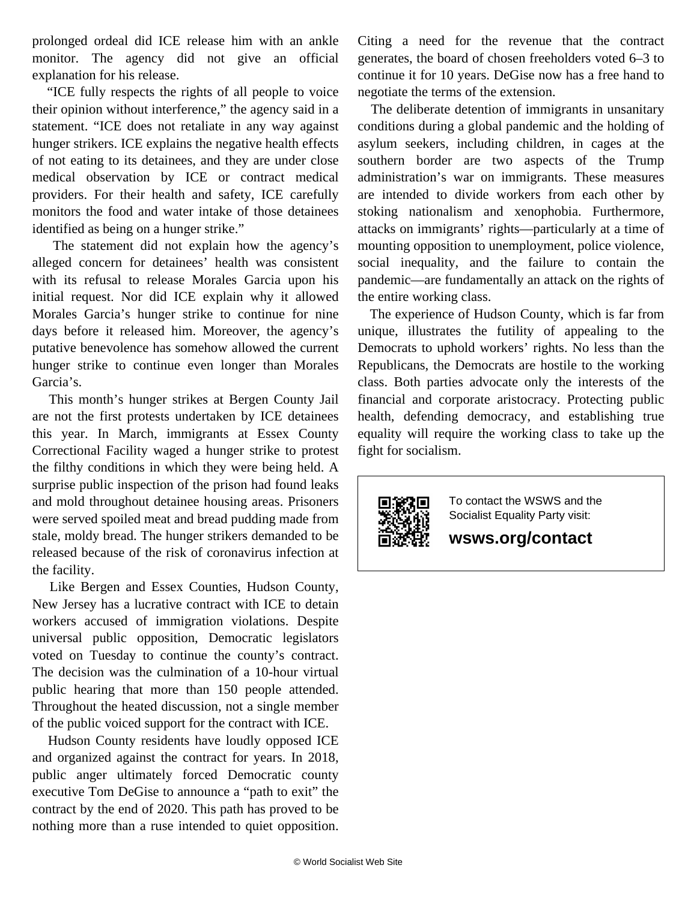prolonged ordeal did ICE release him with an ankle monitor. The agency did not give an official explanation for his release.

"ICE fully respects the rights of all people to voice their opinion without interference," the agency said in a statement. "ICE does not retaliate in any way against hunger strikers. ICE explains the negative health effects of not eating to its detainees, and they are under close medical observation by ICE or contract medical providers. For their health and safety, ICE carefully monitors the food and water intake of those detainees identified as being on a hunger strike."

The statement did not explain how the agency's alleged concern for detainees' health was consistent with its refusal to release Morales Garcia upon his initial request. Nor did ICE explain why it allowed Morales Garcia's hunger strike to continue for nine days before it released him. Moreover, the agency's putative benevolence has somehow allowed the current hunger strike to continue even longer than Morales Garcia's.

This month's hunger strikes at Bergen County Jail are not the first protests undertaken by ICE detainees this year. In March, immigrants at Essex County Correctional Facility waged a hunger strike to protest the filthy conditions in which they were being held. A surprise public inspection of the prison had found leaks and mold throughout detainee housing areas. Prisoners were served spoiled meat and bread pudding made from stale, moldy bread. The hunger strikers demanded to be released because of the risk of coronavirus infection at the facility.

Like Bergen and Essex Counties, Hudson County, New Jersey has a lucrative contract with ICE to detain workers accused of immigration violations. Despite universal public opposition, Democratic legislators voted on Tuesday to continue the county's contract. The decision was the culmination of a 10-hour virtual public hearing that more than 150 people attended. Throughout the heated discussion, not a single member of the public voiced support for the contract with ICE.

Hudson County residents have loudly opposed ICE and organized against the contract for years. In 2018, public anger ultimately forced Democratic county executive Tom DeGise to announce a "path to exit" the contract by the end of 2020. This path has proved to be nothing more than a ruse intended to quiet opposition. Citing a need for the revenue that the contract generates, the board of chosen freeholders voted 6–3 to continue it for 10 years. DeGise now has a free hand to negotiate the terms of the extension.

The deliberate detention of immigrants in unsanitary conditions during a global pandemic and the holding of asylum seekers, including children, in cages at the southern border are two aspects of the Trump administration's war on immigrants. These measures are intended to divide workers from each other by stoking nationalism and xenophobia. Furthermore, attacks on immigrants' rights—particularly at a time of mounting opposition to unemployment, police violence, social inequality, and the failure to contain the pandemic—are fundamentally an attack on the rights of the entire working class.

The experience of Hudson County, which is far from unique, illustrates the futility of appealing to the Democrats to uphold workers' rights. No less than the Republicans, the Democrats are hostile to the working class. Both parties advocate only the interests of the financial and corporate aristocracy. Protecting public health, defending democracy, and establishing true equality will require the working class to take up the fight for socialism.

To contact the WSWS and the Socialist Equality Party visit:

**wsws.org/contact**